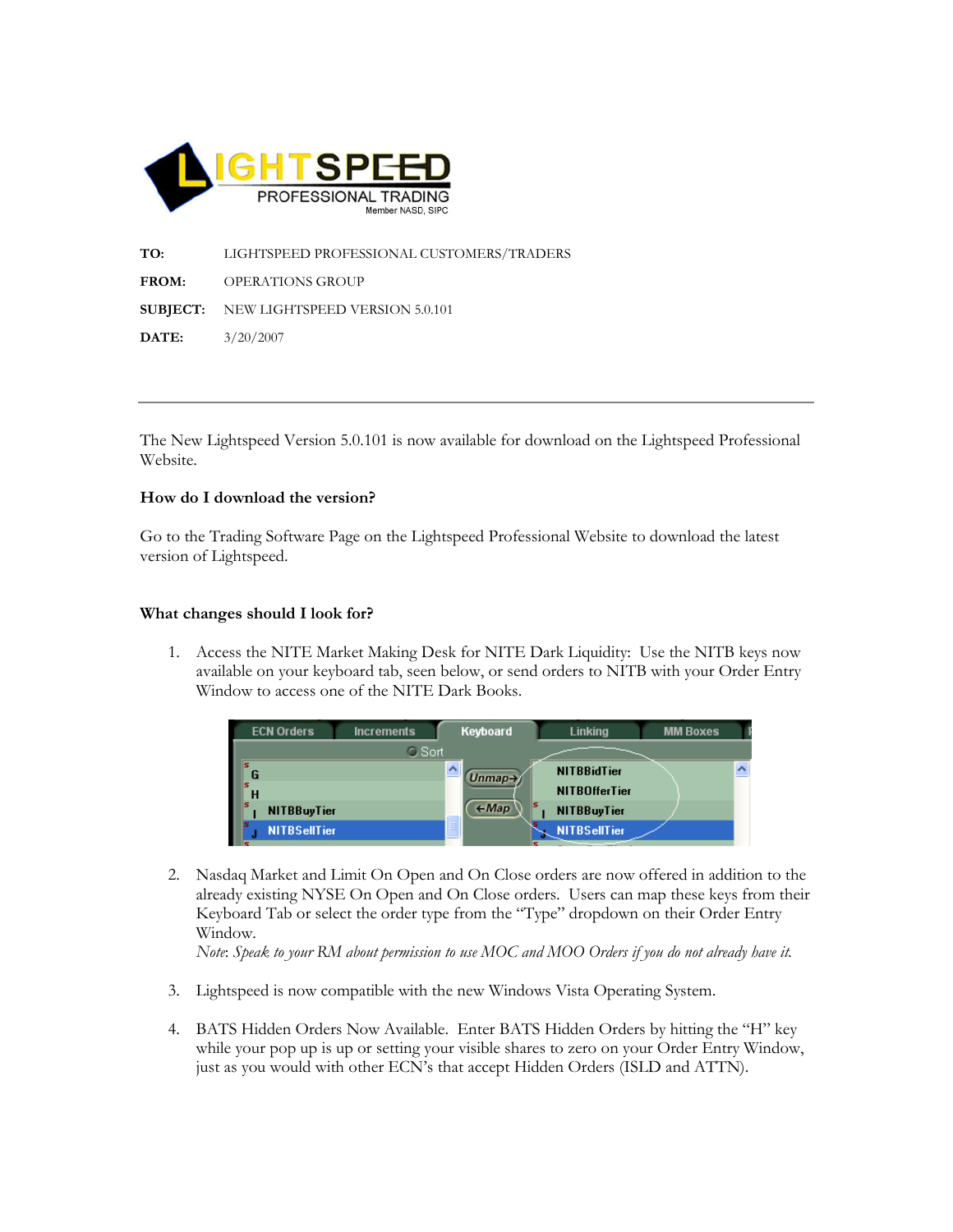**LIGHTSPEED** PROFESSIONAL TRADING
Member NASD, SIPC

**TO:** LIGHTSPEED PROFESSIONAL CUSTOMERS/TRADERS

**FROM:** OPERATIONS GROUP

**SUBJECT:** NEW LIGHTSPEED VERSION 5.0.101

**DATE:** 3/20/2007

---

The New Lightspeed Version 5.0.101 is now available for download on the Lightspeed Professional Website.

**How do I download the version?**

Go to the Trading Software Page on the Lightspeed Professional Website to download the latest version of Lightspeed.

**What changes should I look for?**

1. Access the NITE Market Making Desk for NITE Dark Liquidity: Use the NITB keys now available on your keyboard tab, seen below, or send orders to NITB with your Order Entry Window to access one of the NITE Dark Books.

2. Nasdaq Market and Limit On Open and On Close orders are now offered in addition to the already existing NYSE On Open and On Close orders. Users can map these keys from their Keyboard Tab or select the order type from the "Type" dropdown on their Order Entry Window.
   *Note: Speak to your RM about permission to use MOC and MOO Orders if you do not already have it.*

3. Lightspeed is now compatible with the new Windows Vista Operating System.

4. BATS Hidden Orders Now Available. Enter BATS Hidden Orders by hitting the "H" key while your pop up is up or setting your visible shares to zero on your Order Entry Window, just as you would with other ECN's that accept Hidden Orders (ISLD and ATTN).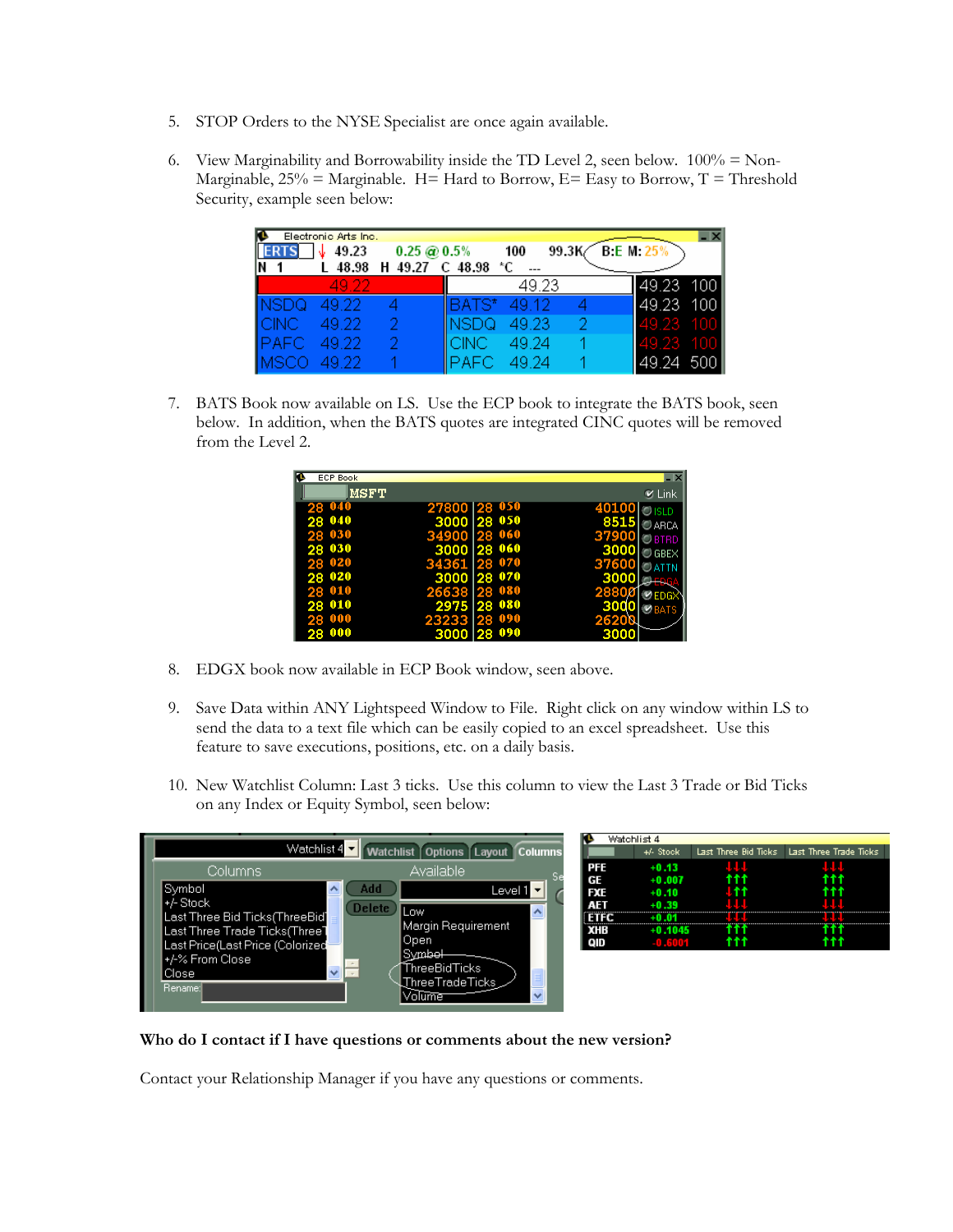5. STOP Orders to the NYSE Specialist are once again available.

6. View Marginability and Borrowability inside the TD Level 2, seen below. 100% = Non-Marginable, 25% = Marginable. H= Hard to Borrow, E= Easy to Borrow, T = Threshold Security, example seen below:

7. BATS Book now available on LS. Use the ECP book to integrate the BATS book, seen below. In addition, when the BATS quotes are integrated CINC quotes will be removed from the Level 2.

8. EDGX book now available in ECP Book window, seen above.

9. Save Data within ANY Lightspeed Window to File. Right click on any window within LS to send the data to a text file which can be easily copied to an excel spreadsheet. Use this feature to save executions, positions, etc. on a daily basis.

10. New Watchlist Column: Last 3 ticks. Use this column to view the Last 3 Trade or Bid Ticks on any Index or Equity Symbol, seen below:

**Who do I contact if I have questions or comments about the new version?**

Contact your Relationship Manager if you have any questions or comments.